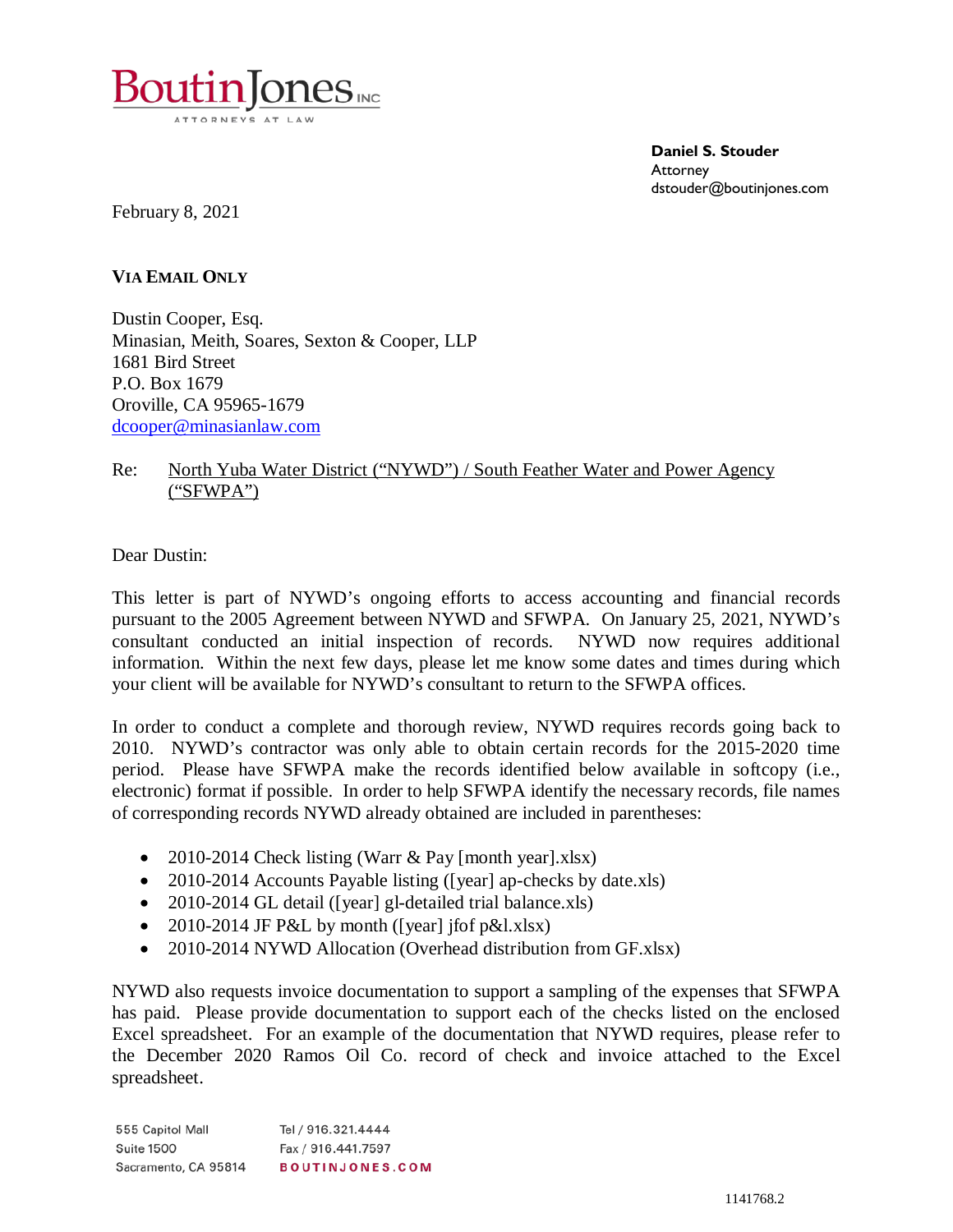**BoutinJones** INC
ATTORNEYS AT LAW

**Daniel S. Stouder**
Attorney
dstouder@boutinjones.com

February 8, 2021

**VIA EMAIL ONLY**

Dustin Cooper, Esq.
Minasian, Meith, Soares, Sexton & Cooper, LLP
1681 Bird Street
P.O. Box 1679
Oroville, CA 95965-1679
dcooper@minasianlaw.com

Re: North Yuba Water District ("NYWD") / South Feather Water and Power Agency ("SFWPA")

Dear Dustin:

This letter is part of NYWD's ongoing efforts to access accounting and financial records pursuant to the 2005 Agreement between NYWD and SFWPA. On January 25, 2021, NYWD's consultant conducted an initial inspection of records. NYWD now requires additional information. Within the next few days, please let me know some dates and times during which your client will be available for NYWD's consultant to return to the SFWPA offices.

In order to conduct a complete and thorough review, NYWD requires records going back to 2010. NYWD's contractor was only able to obtain certain records for the 2015-2020 time period. Please have SFWPA make the records identified below available in softcopy (i.e., electronic) format if possible. In order to help SFWPA identify the necessary records, file names of corresponding records NYWD already obtained are included in parentheses:

- 2010-2014 Check listing (Warr & Pay [month year].xlsx)
- 2010-2014 Accounts Payable listing ([year] ap-checks by date.xls)
- 2010-2014 GL detail ([year] gl-detailed trial balance.xls)
- 2010-2014 JF P&L by month ([year] jfof p&l.xlsx)
- 2010-2014 NYWD Allocation (Overhead distribution from GF.xlsx)

NYWD also requests invoice documentation to support a sampling of the expenses that SFWPA has paid. Please provide documentation to support each of the checks listed on the enclosed Excel spreadsheet. For an example of the documentation that NYWD requires, please refer to the December 2020 Ramos Oil Co. record of check and invoice attached to the Excel spreadsheet.

555 Capitol Mall
Suite 1500
Sacramento, CA 95814

Tel / 916.321.4444
Fax / 916.441.7597
BOUTINJONES.COM

1141768.2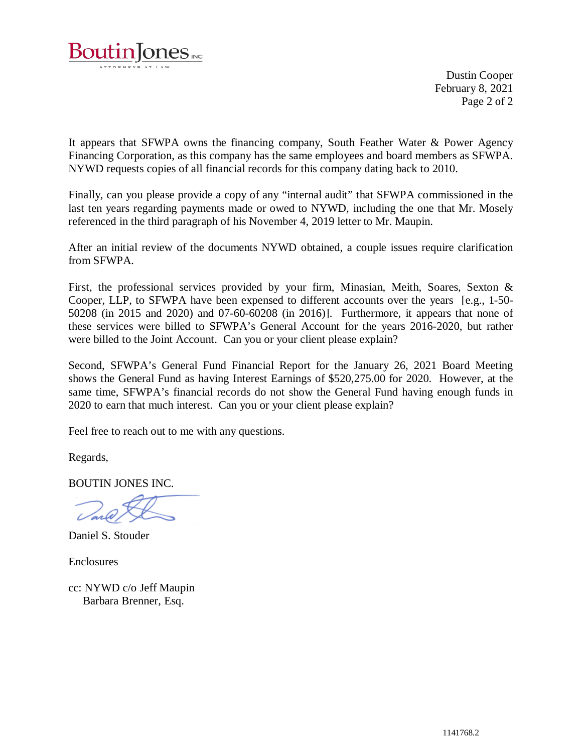It appears that SFWPA owns the financing company, South Feather Water & Power Agency Financing Corporation, as this company has the same employees and board members as SFWPA. NYWD requests copies of all financial records for this company dating back to 2010.

Finally, can you please provide a copy of any "internal audit" that SFWPA commissioned in the last ten years regarding payments made or owed to NYWD, including the one that Mr. Mosely referenced in the third paragraph of his November 4, 2019 letter to Mr. Maupin.

After an initial review of the documents NYWD obtained, a couple issues require clarification from SFWPA.

First, the professional services provided by your firm, Minasian, Meith, Soares, Sexton & Cooper, LLP, to SFWPA have been expensed to different accounts over the years [e.g., 1-50-50208 (in 2015 and 2020) and 07-60-60208 (in 2016)]. Furthermore, it appears that none of these services were billed to SFWPA's General Account for the years 2016-2020, but rather were billed to the Joint Account. Can you or your client please explain?

Second, SFWPA's General Fund Financial Report for the January 26, 2021 Board Meeting shows the General Fund as having Interest Earnings of $520,275.00 for 2020. However, at the same time, SFWPA's financial records do not show the General Fund having enough funds in 2020 to earn that much interest. Can you or your client please explain?

Feel free to reach out to me with any questions.

Regards,

BOUTIN JONES INC.

Daniel S. Stouder

Enclosures

cc: NYWD c/o Jeff Maupin
    Barbara Brenner, Esq.

1141768.2